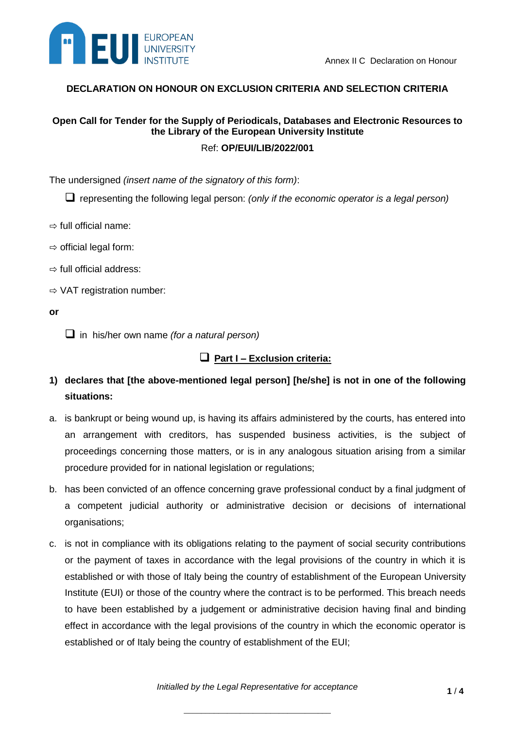Annex II C Declaration on Honour

## DECLARATION ON HONOUR ON EXCLUSION CRITERIA AND SELECTION CRITERIA

### Open Call for Tender for the Supply of Periodicals, Databases and Electronic Resources to the Library of the European University Institute

Ref: **OP/EUI/LIB/2022/001**

The undersigned *(insert name of the signatory of this form)*:

❑ representing the following legal person: *(only if the economic operator is a legal person)*

⇨ full official name:

⇨ official legal form:

⇨ full official address:

⇨ VAT registration number:

**or**

❑ in his/her own name *(for a natural person)*

### ❑ Part I – Exclusion criteria:

**1) declares that [the above-mentioned legal person] [he/she] is not in one of the following situations:**

a. is bankrupt or being wound up, is having its affairs administered by the courts, has entered into an arrangement with creditors, has suspended business activities, is the subject of proceedings concerning those matters, or is in any analogous situation arising from a similar procedure provided for in national legislation or regulations;

b. has been convicted of an offence concerning grave professional conduct by a final judgment of a competent judicial authority or administrative decision or decisions of international organisations;

c. is not in compliance with its obligations relating to the payment of social security contributions or the payment of taxes in accordance with the legal provisions of the country in which it is established or with those of Italy being the country of establishment of the European University Institute (EUI) or those of the country where the contract is to be performed. This breach needs to have been established by a judgement or administrative decision having final and binding effect in accordance with the legal provisions of the country in which the economic operator is established or of Italy being the country of establishment of the EUI;

*Initialled by the Legal Representative for acceptance*

\_\_\_\_\_\_\_\_\_\_\_\_\_\_\_\_\_\_\_\_\_\_\_\_\_\_\_\_\_\_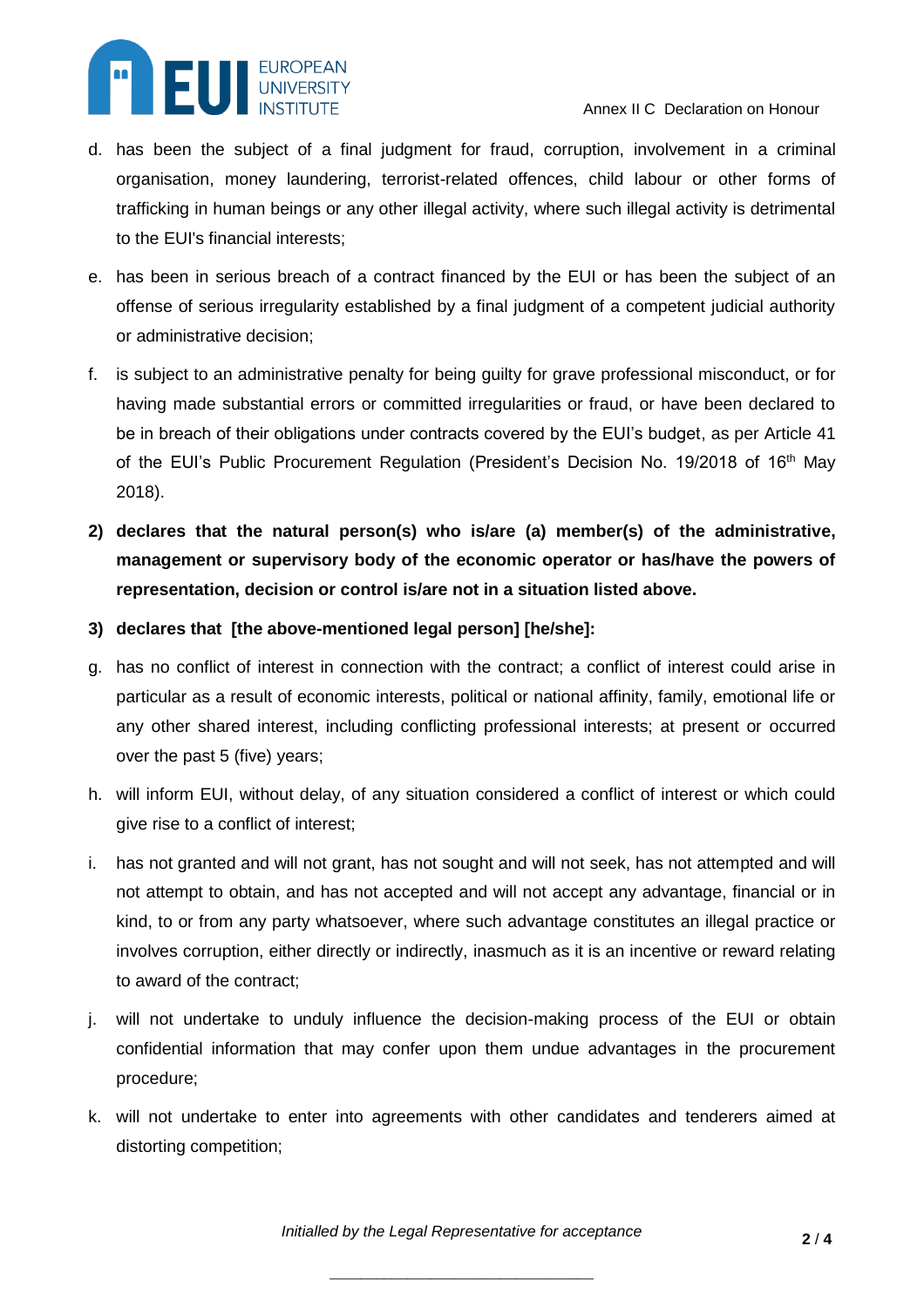d. has been the subject of a final judgment for fraud, corruption, involvement in a criminal organisation, money laundering, terrorist-related offences, child labour or other forms of trafficking in human beings or any other illegal activity, where such illegal activity is detrimental to the EUI's financial interests;

e. has been in serious breach of a contract financed by the EUI or has been the subject of an offense of serious irregularity established by a final judgment of a competent judicial authority or administrative decision;

f. is subject to an administrative penalty for being guilty for grave professional misconduct, or for having made substantial errors or committed irregularities or fraud, or have been declared to be in breach of their obligations under contracts covered by the EUI's budget, as per Article 41 of the EUI's Public Procurement Regulation (President's Decision No. 19/2018 of 16th May 2018).

2) **declares that the natural person(s) who is/are (a) member(s) of the administrative, management or supervisory body of the economic operator or has/have the powers of representation, decision or control is/are not in a situation listed above.**

3) **declares that [the above-mentioned legal person] [he/she]:**

g. has no conflict of interest in connection with the contract; a conflict of interest could arise in particular as a result of economic interests, political or national affinity, family, emotional life or any other shared interest, including conflicting professional interests; at present or occurred over the past 5 (five) years;

h. will inform EUI, without delay, of any situation considered a conflict of interest or which could give rise to a conflict of interest;

i. has not granted and will not grant, has not sought and will not seek, has not attempted and will not attempt to obtain, and has not accepted and will not accept any advantage, financial or in kind, to or from any party whatsoever, where such advantage constitutes an illegal practice or involves corruption, either directly or indirectly, inasmuch as it is an incentive or reward relating to award of the contract;

j. will not undertake to unduly influence the decision-making process of the EUI or obtain confidential information that may confer upon them undue advantages in the procurement procedure;

k. will not undertake to enter into agreements with other candidates and tenderers aimed at distorting competition;

*Initialled by the Legal Representative for acceptance*

\_\_\_\_\_\_\_\_\_\_\_\_\_\_\_\_\_\_\_\_\_\_\_\_\_\_\_\_\_\_\_\_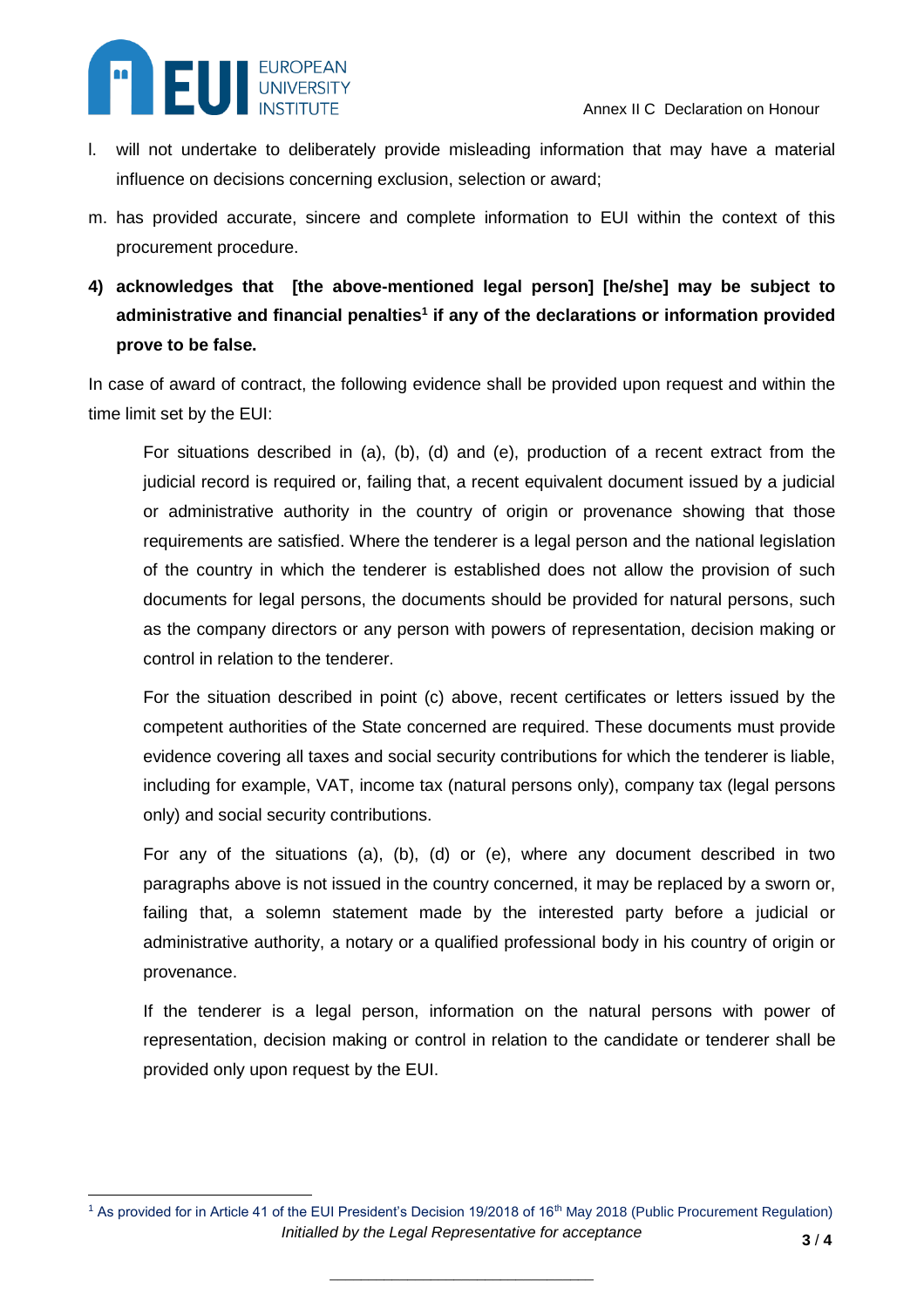l. will not undertake to deliberately provide misleading information that may have a material influence on decisions concerning exclusion, selection or award;

m. has provided accurate, sincere and complete information to EUI within the context of this procurement procedure.

**4) acknowledges that [the above-mentioned legal person] [he/she] may be subject to administrative and financial penalties[1] if any of the declarations or information provided prove to be false.**

In case of award of contract, the following evidence shall be provided upon request and within the time limit set by the EUI:

For situations described in (a), (b), (d) and (e), production of a recent extract from the judicial record is required or, failing that, a recent equivalent document issued by a judicial or administrative authority in the country of origin or provenance showing that those requirements are satisfied. Where the tenderer is a legal person and the national legislation of the country in which the tenderer is established does not allow the provision of such documents for legal persons, the documents should be provided for natural persons, such as the company directors or any person with powers of representation, decision making or control in relation to the tenderer.

For the situation described in point (c) above, recent certificates or letters issued by the competent authorities of the State concerned are required. These documents must provide evidence covering all taxes and social security contributions for which the tenderer is liable, including for example, VAT, income tax (natural persons only), company tax (legal persons only) and social security contributions.

For any of the situations (a), (b), (d) or (e), where any document described in two paragraphs above is not issued in the country concerned, it may be replaced by a sworn or, failing that, a solemn statement made by the interested party before a judicial or administrative authority, a notary or a qualified professional body in his country of origin or provenance.

If the tenderer is a legal person, information on the natural persons with power of representation, decision making or control in relation to the candidate or tenderer shall be provided only upon request by the EUI.

[1] As provided for in Article 41 of the EUI President's Decision 19/2018 of 16th May 2018 (Public Procurement Regulation)

*Initialled by the Legal Representative for acceptance*

\_\_\_\_\_\_\_\_\_\_\_\_\_\_\_\_\_\_\_\_\_\_\_\_\_\_\_\_\_\_\_\_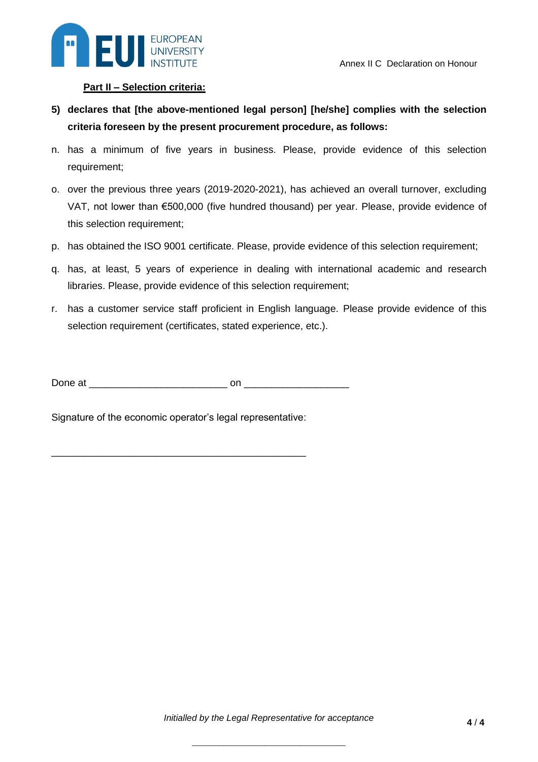**Part II – Selection criteria:**

**5) declares that [the above-mentioned legal person] [he/she] complies with the selection criteria foreseen by the present procurement procedure, as follows:**

n. has a minimum of five years in business. Please, provide evidence of this selection requirement;

o. over the previous three years (2019-2020-2021), has achieved an overall turnover, excluding VAT, not lower than €500,000 (five hundred thousand) per year. Please, provide evidence of this selection requirement;

p. has obtained the ISO 9001 certificate. Please, provide evidence of this selection requirement;

q. has, at least, 5 years of experience in dealing with international academic and research libraries. Please, provide evidence of this selection requirement;

r. has a customer service staff proficient in English language. Please provide evidence of this selection requirement (certificates, stated experience, etc.).

Done at _________________________ on ___________________

Signature of the economic operator's legal representative:

_______________________________________________

*Initialled by the Legal Representative for acceptance*

_____________________________